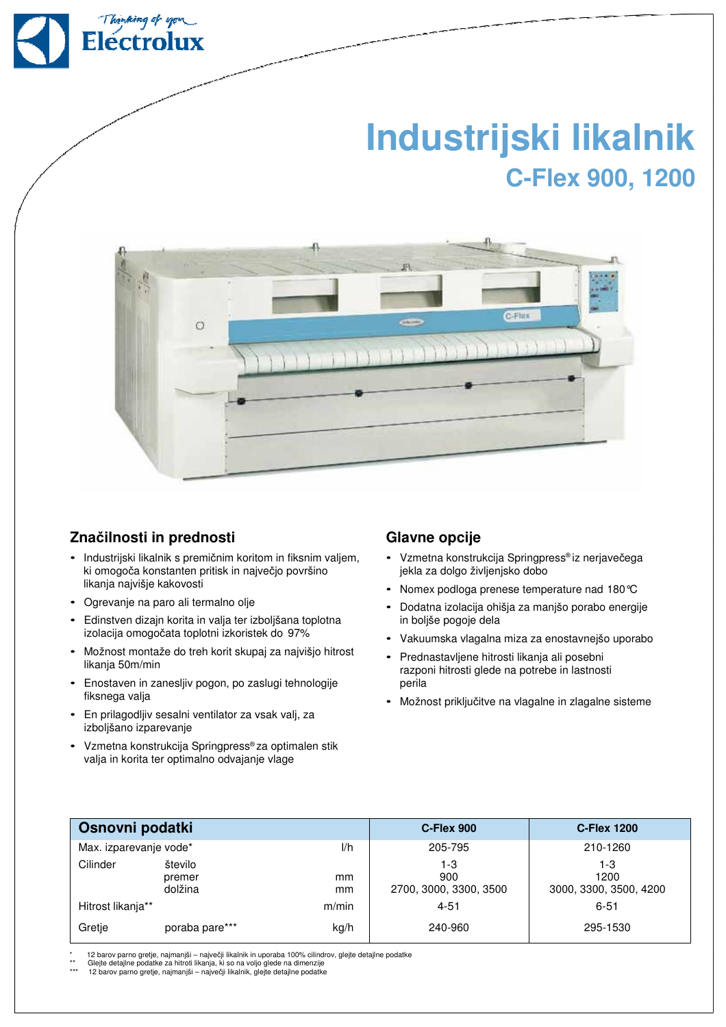# Industrijski likalnik

## C-Flex 900, 1200

### Značilnosti in prednosti

- Industrijski likalnik s premičnim koritom in fiksnim valjem, ki omogoča konstanten pritisk in največjo površino likanja najvišje kakovosti
- Ogrevanje na paro ali termalno olje
- Edinstven dizajn korita in valja ter izboljšana toplotna izolacija omogočata toplotni izkoristek do 97%
- Možnost montaže do treh korit skupaj za najvišjo hitrost likanja 50m/min
- Enostaven in zanesljiv pogon, po zaslugi tehnologije fiksnega valja
- En prilagodljiv sesalni ventilator za vsak valj, za izboljšano izparevanje
- Vzmetna konstrukcija Springpress® za optimalen stik valja in korita ter optimalno odvajanje vlage

### Glavne opcije

- Vzmetna konstrukcija Springpress® iz nerjavečega jekla za dolgo življenjsko dobo
- Nomex podloga prenese temperature nad 180°C
- Dodatna izolacija ohišja za manjšo porabo energije in boljše pogoje dela
- Vakuumska vlagalna miza za enostavnejšo uporabo
- Prednastavljene hitrosti likanja ali posebni razponi hitrosti glede na potrebe in lastnosti perila
- Možnost priključitve na vlagalne in zlagalne sisteme

| Osnovni podatki | | | C-Flex 900 | C-Flex 1200 |
|---|---|---|---|---|
| Max. izparevanje vode* | | l/h | 205-795 | 210-1260 |
| Cilinder | število | | 1-3 | 1-3 |
| | premer | mm | 900 | 1200 |
| | dolžina | mm | 2700, 3000, 3300, 3500 | 3000, 3300, 3500, 4200 |
| Hitrost likanja** | | m/min | 4-51 | 6-51 |
| Gretje | poraba pare*** | kg/h | 240-960 | 295-1530 |

\* 12 barov parno gretje, najmanjši – največji likalnik in uporaba 100% cilindrov, glejte detajlne podatke
\*\* Glejte detajlne podatke za hitroti likanja, ki so na voljo glede na dimenzije
\*\*\* 12 barov parno gretje, najmanjši – največji likalnik, glejte detajlne podatke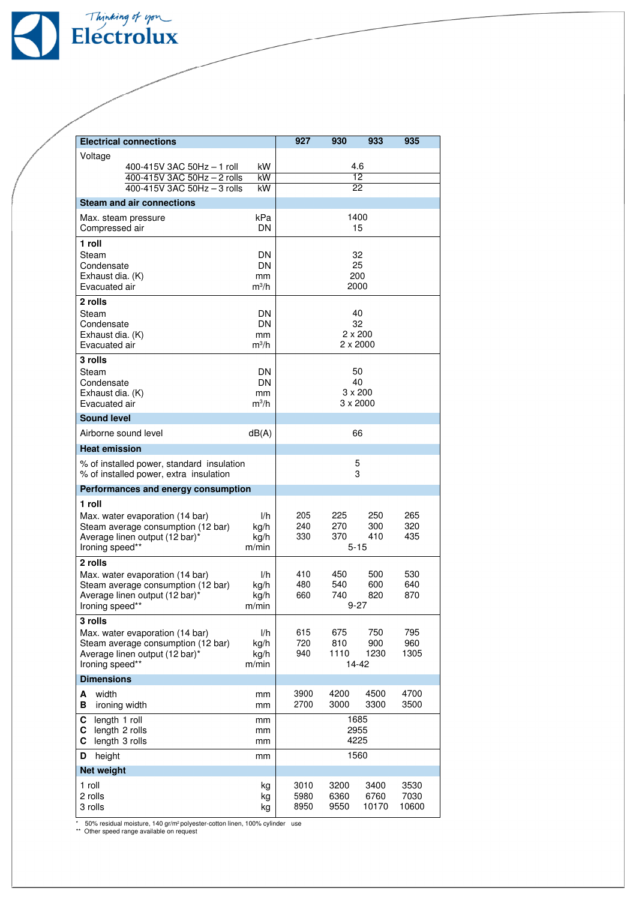| Electrical connections | | 927 | 930 | 933 | 935 |
|---|---|---|---|---|---|
| Voltage | | | | | |
| 400-415V 3AC 50Hz – 1 roll | kW | 4.6 | | | |
| 400-415V 3AC 50Hz – 2 rolls | kW | 12 | | | |
| 400-415V 3AC 50Hz – 3 rolls | kW | 22 | | | |
| **Steam and air connections** | | | | | |
| Max. steam pressure | kPa | 1400 | | | |
| Compressed air | DN | 15 | | | |
| **1 roll** | | | | | |
| Steam | DN | 32 | | | |
| Condensate | DN | 25 | | | |
| Exhaust dia. (K) | mm | 200 | | | |
| Evacuated air | $m^3/h$ | 2000 | | | |
| **2 rolls** | | | | | |
| Steam | DN | 40 | | | |
| Condensate | DN | 32 | | | |
| Exhaust dia. (K) | mm | 2 x 200 | | | |
| Evacuated air | $m^3/h$ | 2 x 2000 | | | |
| **3 rolls** | | | | | |
| Steam | DN | 50 | | | |
| Condensate | DN | 40 | | | |
| Exhaust dia. (K) | mm | 3 x 200 | | | |
| Evacuated air | $m^3/h$ | 3 x 2000 | | | |
| **Sound level** | | | | | |
| Airborne sound level | dB(A) | 66 | | | |
| **Heat emission** | | | | | |
| % of installed power, standard insulation | | 5 | | | |
| % of installed power, extra insulation | | 3 | | | |
| **Performances and energy consumption** | | | | | |
| **1 roll** | | | | | |
| Max. water evaporation (14 bar) | l/h | 205 | 225 | 250 | 265 |
| Steam average consumption (12 bar) | kg/h | 240 | 270 | 300 | 320 |
| Average linen output (12 bar)* | kg/h | 330 | 370 | 410 | 435 |
| Ironing speed** | m/min | 5-15 | | | |
| **2 rolls** | | | | | |
| Max. water evaporation (14 bar) | l/h | 410 | 450 | 500 | 530 |
| Steam average consumption (12 bar) | kg/h | 480 | 540 | 600 | 640 |
| Average linen output (12 bar)* | kg/h | 660 | 740 | 820 | 870 |
| Ironing speed** | m/min | 9-27 | | | |
| **3 rolls** | | | | | |
| Max. water evaporation (14 bar) | l/h | 615 | 675 | 750 | 795 |
| Steam average consumption (12 bar) | kg/h | 720 | 810 | 900 | 960 |
| Average linen output (12 bar)* | kg/h | 940 | 1110 | 1230 | 1305 |
| Ironing speed** | m/min | 14-42 | | | |
| **Dimensions** | | | | | |
| **A** width | mm | 3900 | 4200 | 4500 | 4700 |
| **B** ironing width | mm | 2700 | 3000 | 3300 | 3500 |
| **C** length 1 roll | mm | 1685 | | | |
| **C** length 2 rolls | mm | 2955 | | | |
| **C** length 3 rolls | mm | 4225 | | | |
| **D** height | mm | 1560 | | | |
| **Net weight** | | | | | |
| 1 roll | kg | 3010 | 3200 | 3400 | 3530 |
| 2 rolls | kg | 5980 | 6360 | 6760 | 7030 |
| 3 rolls | kg | 8950 | 9550 | 10170 | 10600 |

\* 50% residual moisture, 140 gr/m² polyester-cotton linen, 100% cylinder use

** Other speed range available on request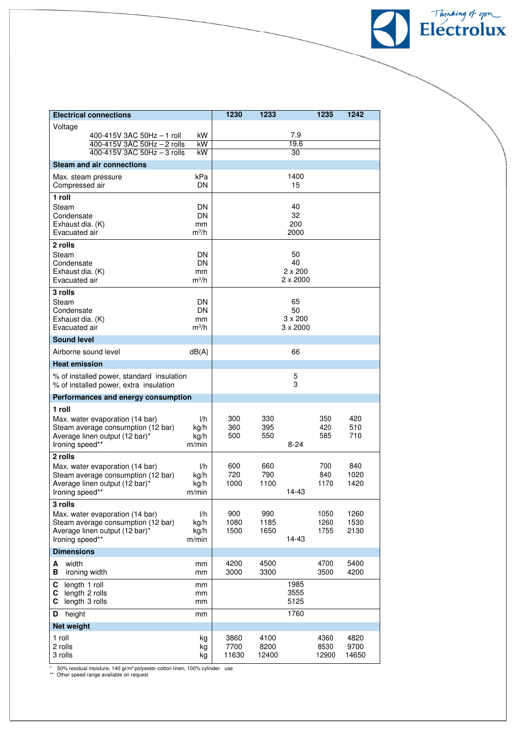| Electrical connections | | 1230 | 1233 | 1235 | 1242 |
|---|---|---|---|---|---|
| **Voltage** | | | | | |
| 400-415V 3AC 50Hz – 1 roll | kW | | 7.9 | | |
| 400-415V 3AC 50Hz – 2 rolls | kW | | 19.6 | | |
| 400-415V 3AC 50Hz – 3 rolls | kW | | 30 | | |
| **Steam and air connections** | | | | | |
| Max. steam pressure | kPa | | 1400 | | |
| Compressed air | DN | | 15 | | |
| **1 roll** | | | | | |
| Steam | DN | | 40 | | |
| Condensate | DN | | 32 | | |
| Exhaust dia. (K) | mm | | 200 | | |
| Evacuated air | $m^3/h$ | | 2000 | | |
| **2 rolls** | | | | | |
| Steam | DN | | 50 | | |
| Condensate | DN | | 40 | | |
| Exhaust dia. (K) | mm | | 2 x 200 | | |
| Evacuated air | $m^3/h$ | | 2 x 2000 | | |
| **3 rolls** | | | | | |
| Steam | DN | | 65 | | |
| Condensate | DN | | 50 | | |
| Exhaust dia. (K) | mm | | 3 x 200 | | |
| Evacuated air | $m^3/h$ | | 3 x 2000 | | |
| **Sound level** | | | | | |
| Airborne sound level | dB(A) | | 66 | | |
| **Heat emission** | | | | | |
| % of installed power, standard insulation | | | 5 | | |
| % of installed power, extra insulation | | | 3 | | |
| **Performances and energy consumption** | | | | | |
| **1 roll** | | | | | |
| Max. water evaporation (14 bar) | l/h | 300 | 330 | 350 | 420 |
| Steam average consumption (12 bar) | kg/h | 360 | 395 | 420 | 510 |
| Average linen output (12 bar)* | kg/h | 500 | 550 | 585 | 710 |
| Ironing speed** | m/min | | 8-24 | | |
| **2 rolls** | | | | | |
| Max. water evaporation (14 bar) | l/h | 600 | 660 | 700 | 840 |
| Steam average consumption (12 bar) | kg/h | 720 | 790 | 840 | 1020 |
| Average linen output (12 bar)* | kg/h | 1000 | 1100 | 1170 | 1420 |
| Ironing speed** | m/min | | 14-43 | | |
| **3 rolls** | | | | | |
| Max. water evaporation (14 bar) | l/h | 900 | 990 | 1050 | 1260 |
| Steam average consumption (12 bar) | kg/h | 1080 | 1185 | 1260 | 1530 |
| Average linen output (12 bar)* | kg/h | 1500 | 1650 | 1755 | 2130 |
| Ironing speed** | m/min | | 14-43 | | |
| **Dimensions** | | | | | |
| **A** width | mm | 4200 | 4500 | 4700 | 5400 |
| **B** ironing width | mm | 3000 | 3300 | 3500 | 4200 |
| **C** length 1 roll | mm | | 1985 | | |
| **C** length 2 rolls | mm | | 3555 | | |
| **C** length 3 rolls | mm | | 5125 | | |
| **D** height | mm | | 1760 | | |
| **Net weight** | | | | | |
| 1 roll | kg | 3860 | 4100 | 4360 | 4820 |
| 2 rolls | kg | 7700 | 8200 | 8530 | 9700 |
| 3 rolls | kg | 11630 | 12400 | 12900 | 14650 |

\* 50% residual moisture, 140 gr/m² polyester-cotton linen, 100% cylinder use
\*\* Other speed range available on request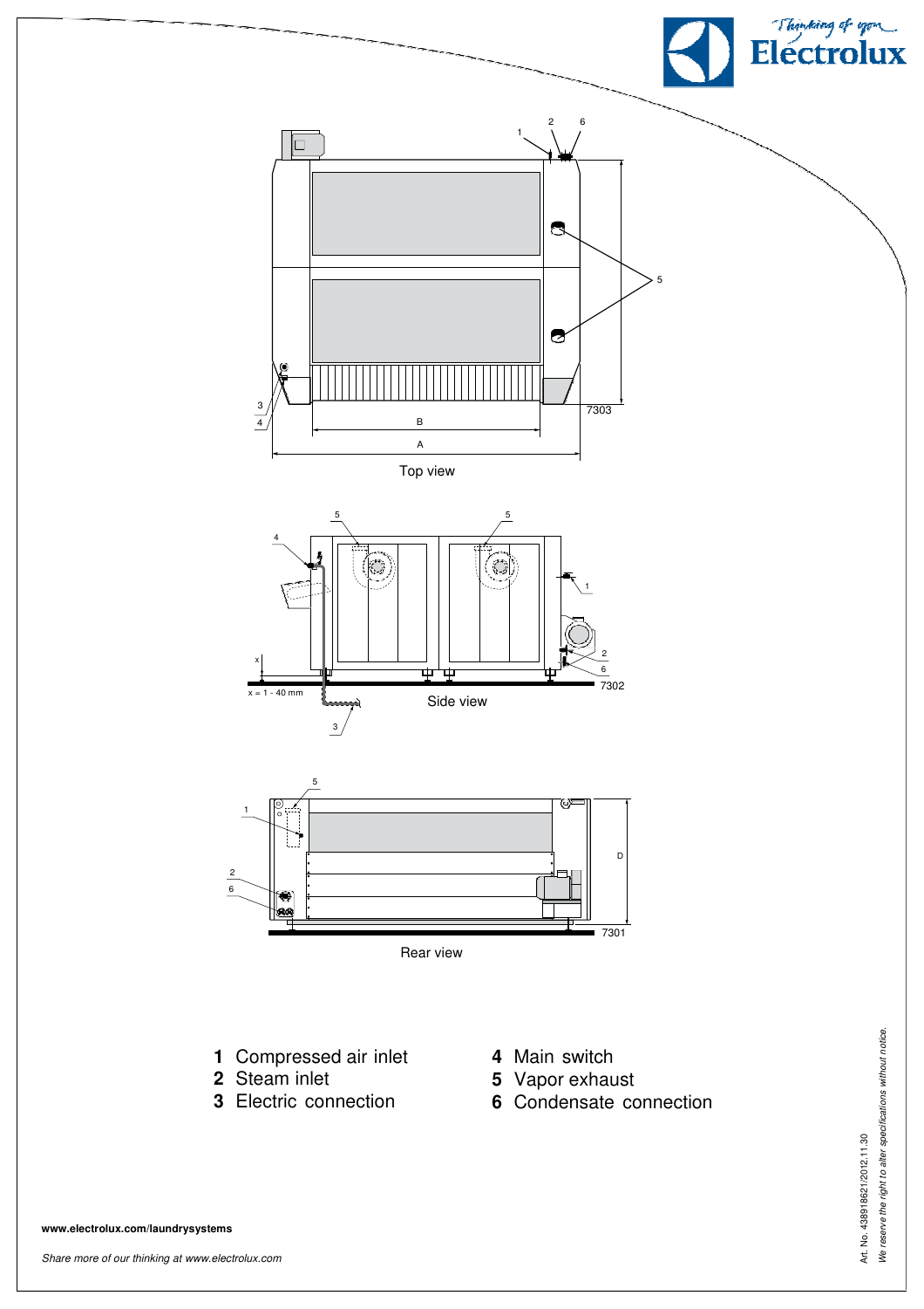Top view

Side view

x = 1 - 40 mm

Rear view

**1** Compressed air inlet
**2** Steam inlet
**3** Electric connection
**4** Main switch
**5** Vapor exhaust
**6** Condensate connection

**www.electrolux.com/laundrysystems**

*Share more of our thinking at www.electrolux.com*

Art. No. 438918621/2012.11.30

*We reserve the right to alter specifications without notice.*